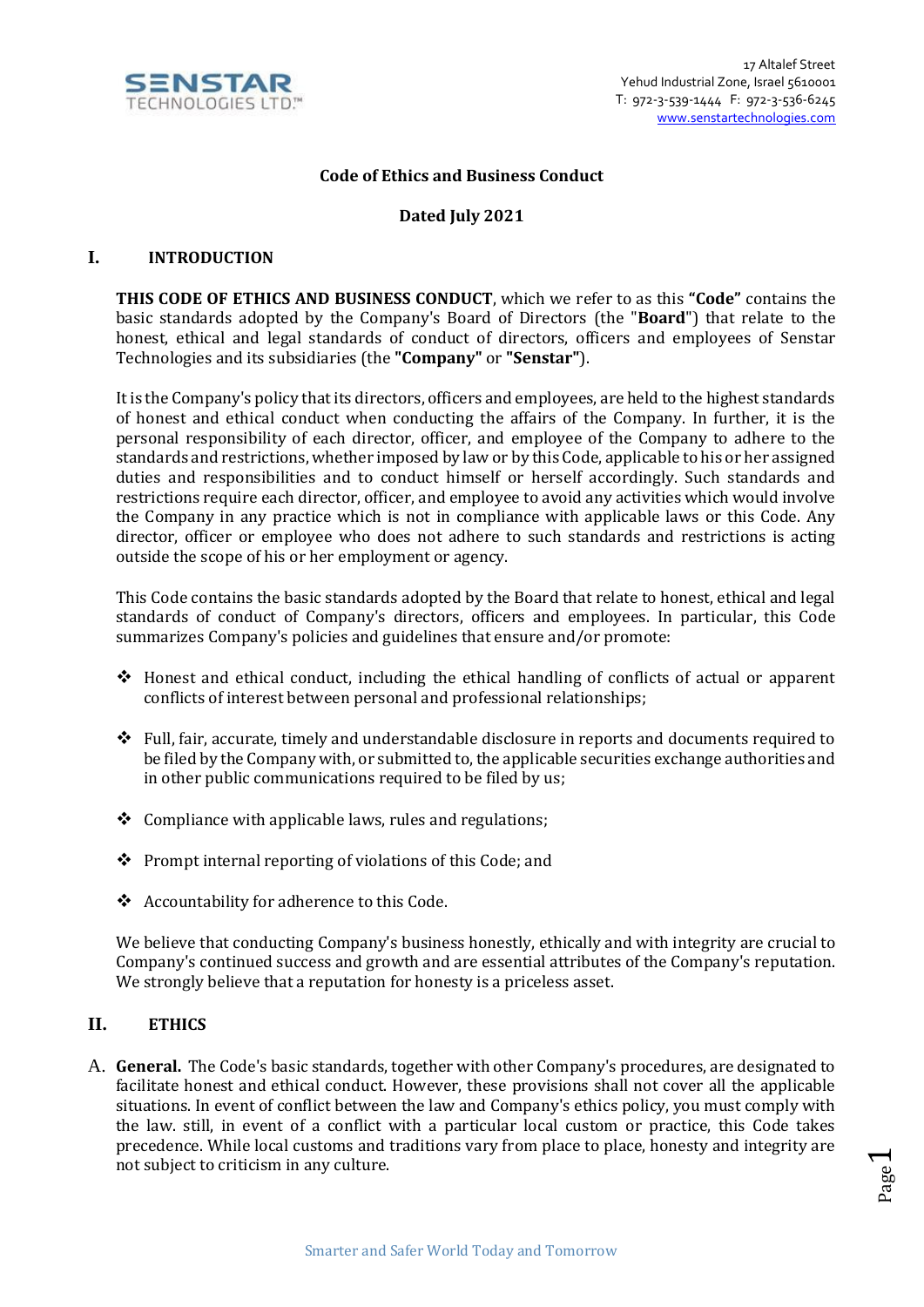SENSTAR TECHNOLOGIES LTD.™

17 Altalef Street
Yehud Industrial Zone, Israel 5610001
T: 972-3-539-1444 F: 972-3-536-6245
www.senstartechnologies.com

# Code of Ethics and Business Conduct

**Dated July 2021**

## I. INTRODUCTION

**THIS CODE OF ETHICS AND BUSINESS CONDUCT**, which we refer to as this **"Code"** contains the basic standards adopted by the Company's Board of Directors (the "**Board**") that relate to the honest, ethical and legal standards of conduct of directors, officers and employees of Senstar Technologies and its subsidiaries (the **"Company"** or **"Senstar"**).

It is the Company's policy that its directors, officers and employees, are held to the highest standards of honest and ethical conduct when conducting the affairs of the Company. In further, it is the personal responsibility of each director, officer, and employee of the Company to adhere to the standards and restrictions, whether imposed by law or by this Code, applicable to his or her assigned duties and responsibilities and to conduct himself or herself accordingly. Such standards and restrictions require each director, officer, and employee to avoid any activities which would involve the Company in any practice which is not in compliance with applicable laws or this Code. Any director, officer or employee who does not adhere to such standards and restrictions is acting outside the scope of his or her employment or agency.

This Code contains the basic standards adopted by the Board that relate to honest, ethical and legal standards of conduct of Company's directors, officers and employees. In particular, this Code summarizes Company's policies and guidelines that ensure and/or promote:

- Honest and ethical conduct, including the ethical handling of conflicts of actual or apparent conflicts of interest between personal and professional relationships;
- Full, fair, accurate, timely and understandable disclosure in reports and documents required to be filed by the Company with, or submitted to, the applicable securities exchange authorities and in other public communications required to be filed by us;
- Compliance with applicable laws, rules and regulations;
- Prompt internal reporting of violations of this Code; and
- Accountability for adherence to this Code.

We believe that conducting Company's business honestly, ethically and with integrity are crucial to Company's continued success and growth and are essential attributes of the Company's reputation. We strongly believe that a reputation for honesty is a priceless asset.

## II. ETHICS

A. **General.** The Code's basic standards, together with other Company's procedures, are designated to facilitate honest and ethical conduct. However, these provisions shall not cover all the applicable situations. In event of conflict between the law and Company's ethics policy, you must comply with the law. still, in event of a conflict with a particular local custom or practice, this Code takes precedence. While local customs and traditions vary from place to place, honesty and integrity are not subject to criticism in any culture.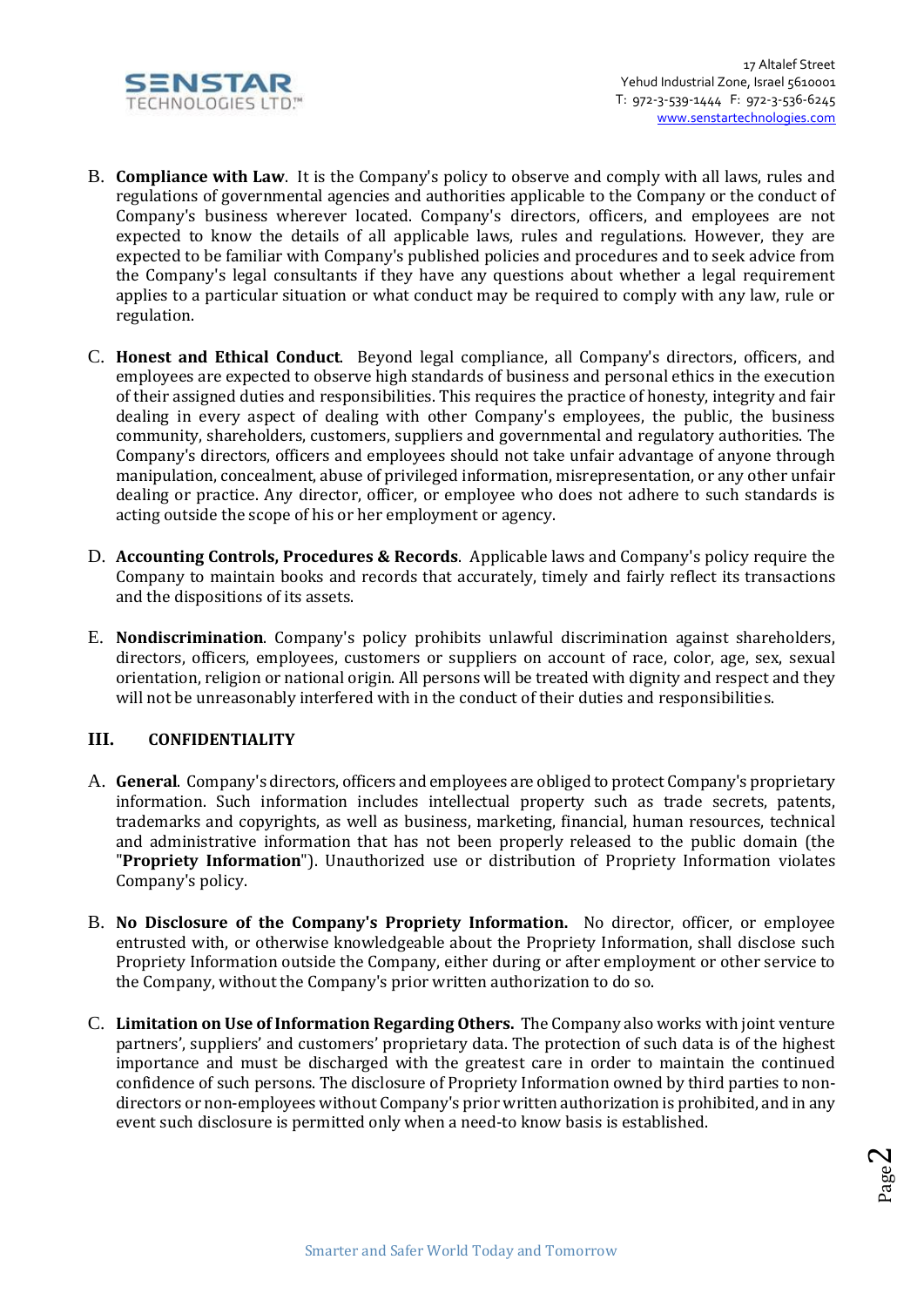B. **Compliance with Law**. It is the Company's policy to observe and comply with all laws, rules and regulations of governmental agencies and authorities applicable to the Company or the conduct of Company's business wherever located. Company's directors, officers, and employees are not expected to know the details of all applicable laws, rules and regulations. However, they are expected to be familiar with Company's published policies and procedures and to seek advice from the Company's legal consultants if they have any questions about whether a legal requirement applies to a particular situation or what conduct may be required to comply with any law, rule or regulation.

C. **Honest and Ethical Conduct**. Beyond legal compliance, all Company's directors, officers, and employees are expected to observe high standards of business and personal ethics in the execution of their assigned duties and responsibilities. This requires the practice of honesty, integrity and fair dealing in every aspect of dealing with other Company's employees, the public, the business community, shareholders, customers, suppliers and governmental and regulatory authorities. The Company's directors, officers and employees should not take unfair advantage of anyone through manipulation, concealment, abuse of privileged information, misrepresentation, or any other unfair dealing or practice. Any director, officer, or employee who does not adhere to such standards is acting outside the scope of his or her employment or agency.

D. **Accounting Controls, Procedures & Records**. Applicable laws and Company's policy require the Company to maintain books and records that accurately, timely and fairly reflect its transactions and the dispositions of its assets.

E. **Nondiscrimination**. Company's policy prohibits unlawful discrimination against shareholders, directors, officers, employees, customers or suppliers on account of race, color, age, sex, sexual orientation, religion or national origin. All persons will be treated with dignity and respect and they will not be unreasonably interfered with in the conduct of their duties and responsibilities.

## III. CONFIDENTIALITY

A. **General**. Company's directors, officers and employees are obliged to protect Company's proprietary information. Such information includes intellectual property such as trade secrets, patents, trademarks and copyrights, as well as business, marketing, financial, human resources, technical and administrative information that has not been properly released to the public domain (the "**Propriety Information**"). Unauthorized use or distribution of Propriety Information violates Company's policy.

B. **No Disclosure of the Company's Propriety Information.** No director, officer, or employee entrusted with, or otherwise knowledgeable about the Propriety Information, shall disclose such Propriety Information outside the Company, either during or after employment or other service to the Company, without the Company's prior written authorization to do so.

C. **Limitation on Use of Information Regarding Others.** The Company also works with joint venture partners', suppliers' and customers' proprietary data. The protection of such data is of the highest importance and must be discharged with the greatest care in order to maintain the continued confidence of such persons. The disclosure of Propriety Information owned by third parties to non-directors or non-employees without Company's prior written authorization is prohibited, and in any event such disclosure is permitted only when a need-to know basis is established.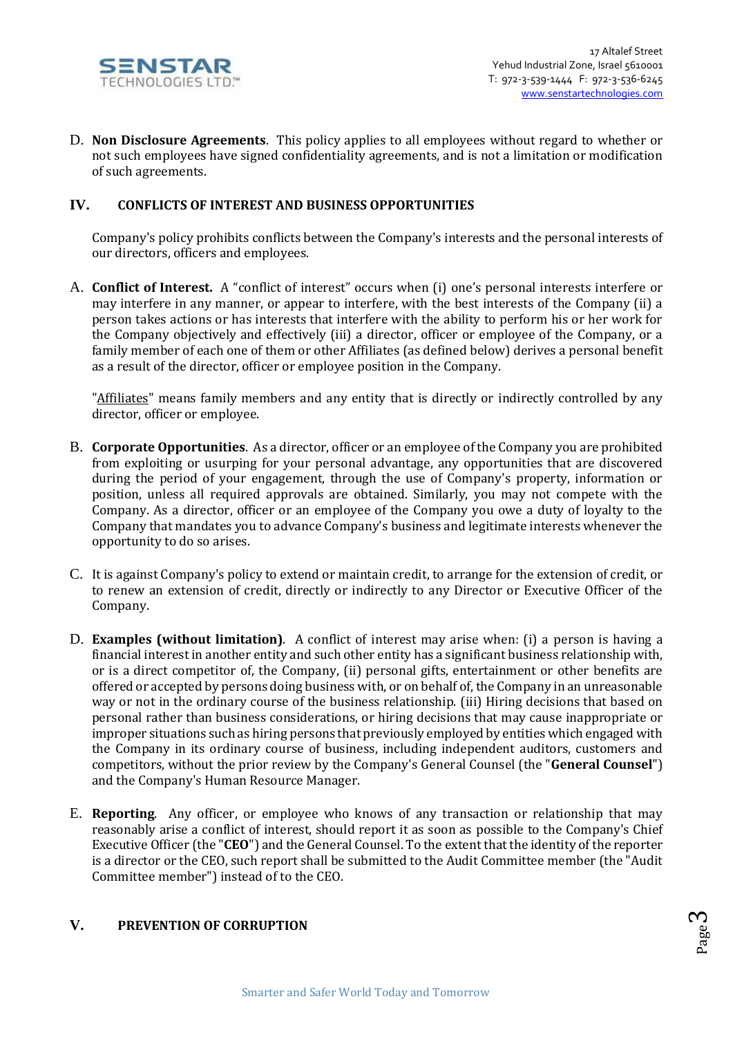D. **Non Disclosure Agreements**. This policy applies to all employees without regard to whether or not such employees have signed confidentiality agreements, and is not a limitation or modification of such agreements.

## IV. CONFLICTS OF INTEREST AND BUSINESS OPPORTUNITIES

Company's policy prohibits conflicts between the Company's interests and the personal interests of our directors, officers and employees.

A. **Conflict of Interest.** A "conflict of interest" occurs when (i) one's personal interests interfere or may interfere in any manner, or appear to interfere, with the best interests of the Company (ii) a person takes actions or has interests that interfere with the ability to perform his or her work for the Company objectively and effectively (iii) a director, officer or employee of the Company, or a family member of each one of them or other Affiliates (as defined below) derives a personal benefit as a result of the director, officer or employee position in the Company.

"Affiliates" means family members and any entity that is directly or indirectly controlled by any director, officer or employee.

B. **Corporate Opportunities**. As a director, officer or an employee of the Company you are prohibited from exploiting or usurping for your personal advantage, any opportunities that are discovered during the period of your engagement, through the use of Company's property, information or position, unless all required approvals are obtained. Similarly, you may not compete with the Company. As a director, officer or an employee of the Company you owe a duty of loyalty to the Company that mandates you to advance Company's business and legitimate interests whenever the opportunity to do so arises.

C. It is against Company's policy to extend or maintain credit, to arrange for the extension of credit, or to renew an extension of credit, directly or indirectly to any Director or Executive Officer of the Company.

D. **Examples (without limitation)**. A conflict of interest may arise when: (i) a person is having a financial interest in another entity and such other entity has a significant business relationship with, or is a direct competitor of, the Company, (ii) personal gifts, entertainment or other benefits are offered or accepted by persons doing business with, or on behalf of, the Company in an unreasonable way or not in the ordinary course of the business relationship. (iii) Hiring decisions that based on personal rather than business considerations, or hiring decisions that may cause inappropriate or improper situations such as hiring persons that previously employed by entities which engaged with the Company in its ordinary course of business, including independent auditors, customers and competitors, without the prior review by the Company's General Counsel (the "**General Counsel**") and the Company's Human Resource Manager.

E. **Reporting**. Any officer, or employee who knows of any transaction or relationship that may reasonably arise a conflict of interest, should report it as soon as possible to the Company's Chief Executive Officer (the "**CEO**") and the General Counsel. To the extent that the identity of the reporter is a director or the CEO, such report shall be submitted to the Audit Committee member (the "Audit Committee member") instead of to the CEO.

## V. PREVENTION OF CORRUPTION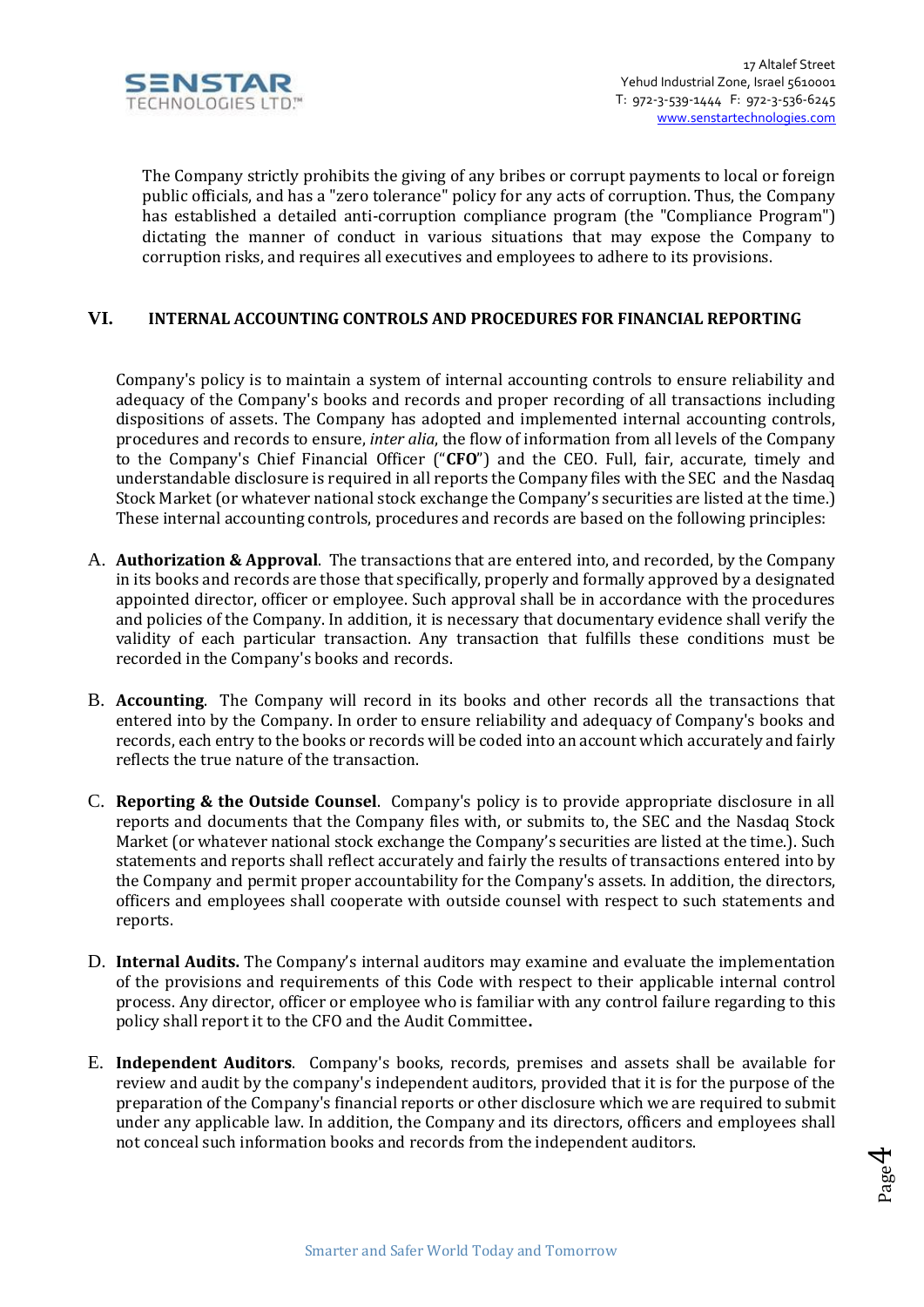The Company strictly prohibits the giving of any bribes or corrupt payments to local or foreign public officials, and has a "zero tolerance" policy for any acts of corruption. Thus, the Company has established a detailed anti-corruption compliance program (the "Compliance Program") dictating the manner of conduct in various situations that may expose the Company to corruption risks, and requires all executives and employees to adhere to its provisions.

## VI. INTERNAL ACCOUNTING CONTROLS AND PROCEDURES FOR FINANCIAL REPORTING

Company's policy is to maintain a system of internal accounting controls to ensure reliability and adequacy of the Company's books and records and proper recording of all transactions including dispositions of assets. The Company has adopted and implemented internal accounting controls, procedures and records to ensure, *inter alia*, the flow of information from all levels of the Company to the Company's Chief Financial Officer ("**CFO**") and the CEO. Full, fair, accurate, timely and understandable disclosure is required in all reports the Company files with the SEC and the Nasdaq Stock Market (or whatever national stock exchange the Company's securities are listed at the time.) These internal accounting controls, procedures and records are based on the following principles:

A. **Authorization & Approval**. The transactions that are entered into, and recorded, by the Company in its books and records are those that specifically, properly and formally approved by a designated appointed director, officer or employee. Such approval shall be in accordance with the procedures and policies of the Company. In addition, it is necessary that documentary evidence shall verify the validity of each particular transaction. Any transaction that fulfills these conditions must be recorded in the Company's books and records.

B. **Accounting**. The Company will record in its books and other records all the transactions that entered into by the Company. In order to ensure reliability and adequacy of Company's books and records, each entry to the books or records will be coded into an account which accurately and fairly reflects the true nature of the transaction.

C. **Reporting & the Outside Counsel**. Company's policy is to provide appropriate disclosure in all reports and documents that the Company files with, or submits to, the SEC and the Nasdaq Stock Market (or whatever national stock exchange the Company's securities are listed at the time.). Such statements and reports shall reflect accurately and fairly the results of transactions entered into by the Company and permit proper accountability for the Company's assets. In addition, the directors, officers and employees shall cooperate with outside counsel with respect to such statements and reports.

D. **Internal Audits.** The Company's internal auditors may examine and evaluate the implementation of the provisions and requirements of this Code with respect to their applicable internal control process. Any director, officer or employee who is familiar with any control failure regarding to this policy shall report it to the CFO and the Audit Committee**.**

E. **Independent Auditors**. Company's books, records, premises and assets shall be available for review and audit by the company's independent auditors, provided that it is for the purpose of the preparation of the Company's financial reports or other disclosure which we are required to submit under any applicable law. In addition, the Company and its directors, officers and employees shall not conceal such information books and records from the independent auditors.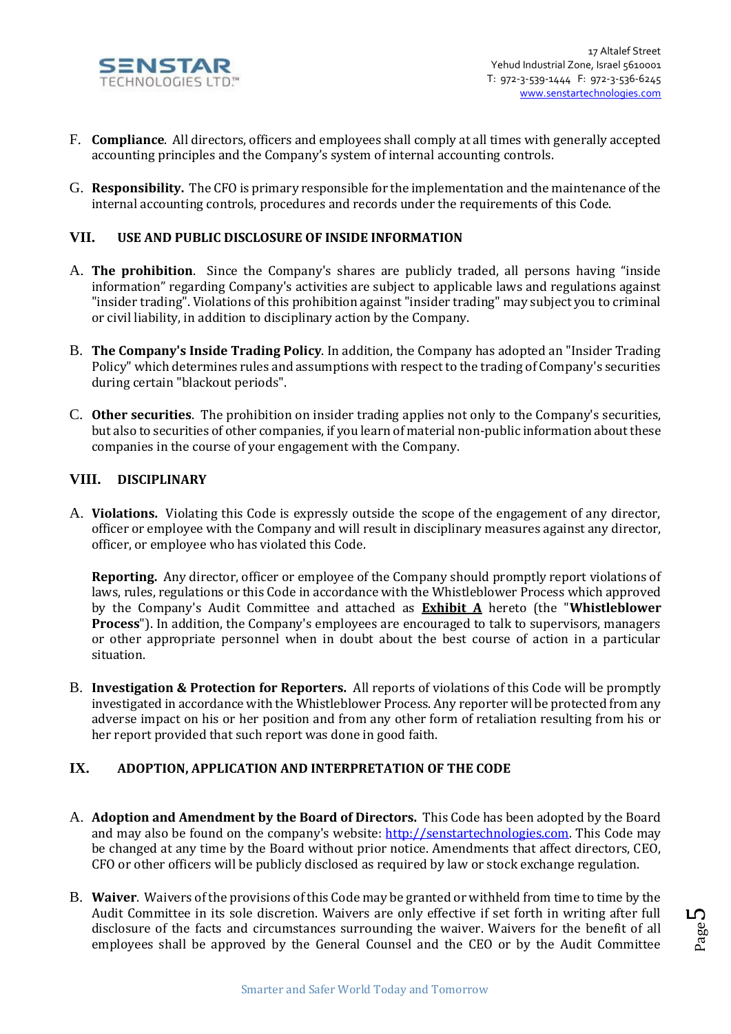F. **Compliance**. All directors, officers and employees shall comply at all times with generally accepted accounting principles and the Company's system of internal accounting controls.

G. **Responsibility.** The CFO is primary responsible for the implementation and the maintenance of the internal accounting controls, procedures and records under the requirements of this Code.

## VII. USE AND PUBLIC DISCLOSURE OF INSIDE INFORMATION

A. **The prohibition**. Since the Company's shares are publicly traded, all persons having "inside information" regarding Company's activities are subject to applicable laws and regulations against "insider trading". Violations of this prohibition against "insider trading" may subject you to criminal or civil liability, in addition to disciplinary action by the Company.

B. **The Company's Inside Trading Policy**. In addition, the Company has adopted an "Insider Trading Policy" which determines rules and assumptions with respect to the trading of Company's securities during certain "blackout periods".

C. **Other securities**. The prohibition on insider trading applies not only to the Company's securities, but also to securities of other companies, if you learn of material non-public information about these companies in the course of your engagement with the Company.

## VIII. DISCIPLINARY

A. **Violations.** Violating this Code is expressly outside the scope of the engagement of any director, officer or employee with the Company and will result in disciplinary measures against any director, officer, or employee who has violated this Code.

**Reporting.** Any director, officer or employee of the Company should promptly report violations of laws, rules, regulations or this Code in accordance with the Whistleblower Process which approved by the Company's Audit Committee and attached as **Exhibit A** hereto (the "**Whistleblower Process**"). In addition, the Company's employees are encouraged to talk to supervisors, managers or other appropriate personnel when in doubt about the best course of action in a particular situation.

B. **Investigation & Protection for Reporters.** All reports of violations of this Code will be promptly investigated in accordance with the Whistleblower Process. Any reporter will be protected from any adverse impact on his or her position and from any other form of retaliation resulting from his or her report provided that such report was done in good faith.

## IX. ADOPTION, APPLICATION AND INTERPRETATION OF THE CODE

A. **Adoption and Amendment by the Board of Directors.** This Code has been adopted by the Board and may also be found on the company's website: http://senstartechnologies.com. This Code may be changed at any time by the Board without prior notice. Amendments that affect directors, CEO, CFO or other officers will be publicly disclosed as required by law or stock exchange regulation.

B. **Waiver**. Waivers of the provisions of this Code may be granted or withheld from time to time by the Audit Committee in its sole discretion. Waivers are only effective if set forth in writing after full disclosure of the facts and circumstances surrounding the waiver. Waivers for the benefit of all employees shall be approved by the General Counsel and the CEO or by the Audit Committee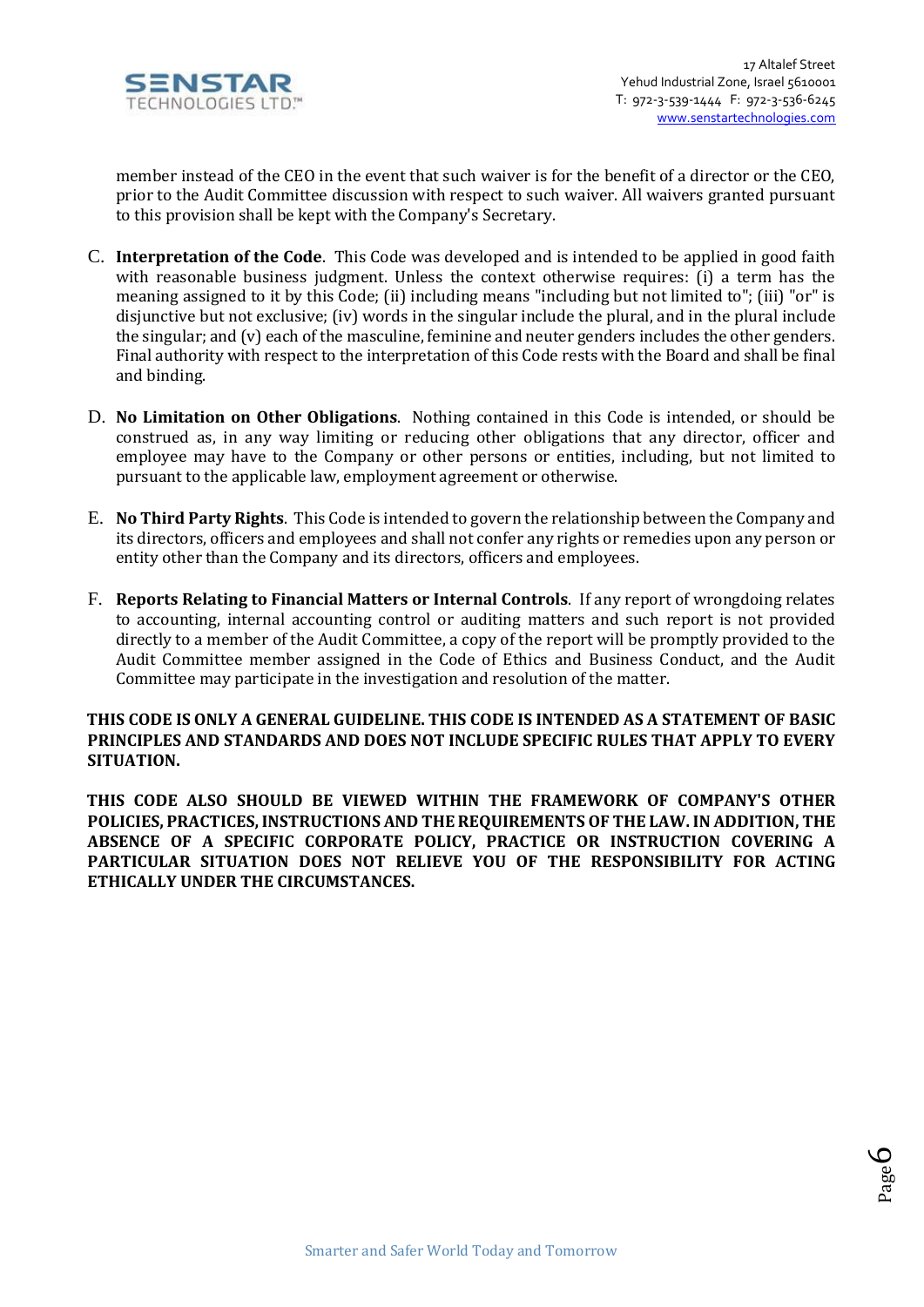member instead of the CEO in the event that such waiver is for the benefit of a director or the CEO, prior to the Audit Committee discussion with respect to such waiver. All waivers granted pursuant to this provision shall be kept with the Company's Secretary.

C. **Interpretation of the Code**. This Code was developed and is intended to be applied in good faith with reasonable business judgment. Unless the context otherwise requires: (i) a term has the meaning assigned to it by this Code; (ii) including means "including but not limited to"; (iii) "or" is disjunctive but not exclusive; (iv) words in the singular include the plural, and in the plural include the singular; and (v) each of the masculine, feminine and neuter genders includes the other genders. Final authority with respect to the interpretation of this Code rests with the Board and shall be final and binding.

D. **No Limitation on Other Obligations**. Nothing contained in this Code is intended, or should be construed as, in any way limiting or reducing other obligations that any director, officer and employee may have to the Company or other persons or entities, including, but not limited to pursuant to the applicable law, employment agreement or otherwise.

E. **No Third Party Rights**. This Code is intended to govern the relationship between the Company and its directors, officers and employees and shall not confer any rights or remedies upon any person or entity other than the Company and its directors, officers and employees.

F. **Reports Relating to Financial Matters or Internal Controls**. If any report of wrongdoing relates to accounting, internal accounting control or auditing matters and such report is not provided directly to a member of the Audit Committee, a copy of the report will be promptly provided to the Audit Committee member assigned in the Code of Ethics and Business Conduct, and the Audit Committee may participate in the investigation and resolution of the matter.

**THIS CODE IS ONLY A GENERAL GUIDELINE. THIS CODE IS INTENDED AS A STATEMENT OF BASIC PRINCIPLES AND STANDARDS AND DOES NOT INCLUDE SPECIFIC RULES THAT APPLY TO EVERY SITUATION.**

**THIS CODE ALSO SHOULD BE VIEWED WITHIN THE FRAMEWORK OF COMPANY'S OTHER POLICIES, PRACTICES, INSTRUCTIONS AND THE REQUIREMENTS OF THE LAW. IN ADDITION, THE ABSENCE OF A SPECIFIC CORPORATE POLICY, PRACTICE OR INSTRUCTION COVERING A PARTICULAR SITUATION DOES NOT RELIEVE YOU OF THE RESPONSIBILITY FOR ACTING ETHICALLY UNDER THE CIRCUMSTANCES.**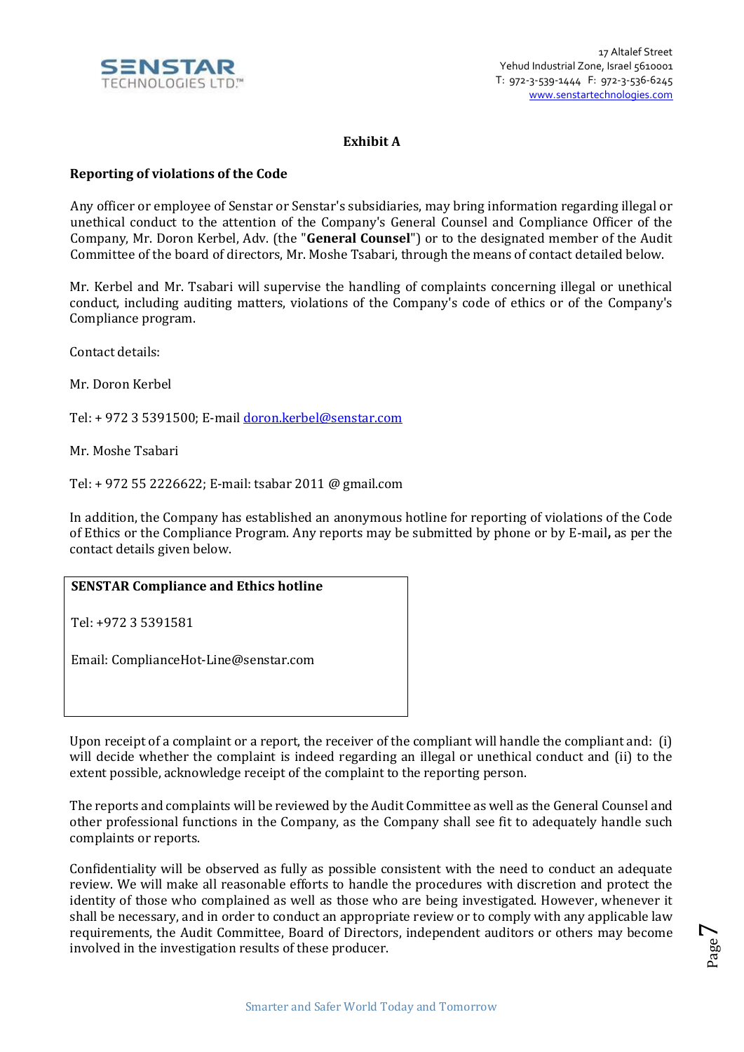# Exhibit A

## Reporting of violations of the Code

Any officer or employee of Senstar or Senstar's subsidiaries, may bring information regarding illegal or unethical conduct to the attention of the Company's General Counsel and Compliance Officer of the Company, Mr. Doron Kerbel, Adv. (the "**General Counsel**") or to the designated member of the Audit Committee of the board of directors, Mr. Moshe Tsabari, through the means of contact detailed below.

Mr. Kerbel and Mr. Tsabari will supervise the handling of complaints concerning illegal or unethical conduct, including auditing matters, violations of the Company's code of ethics or of the Company's Compliance program.

Contact details:

Mr. Doron Kerbel

Tel: + 972 3 5391500; E-mail doron.kerbel@senstar.com

Mr. Moshe Tsabari

Tel: + 972 55 2226622; E-mail: tsabar 2011 @ gmail.com

In addition, the Company has established an anonymous hotline for reporting of violations of the Code of Ethics or the Compliance Program. Any reports may be submitted by phone or by E-mail**,** as per the contact details given below.

**SENSTAR Compliance and Ethics hotline**

Tel: +972 3 5391581

Email: ComplianceHot-Line@senstar.com

Upon receipt of a complaint or a report, the receiver of the compliant will handle the compliant and: (i) will decide whether the complaint is indeed regarding an illegal or unethical conduct and (ii) to the extent possible, acknowledge receipt of the complaint to the reporting person.

The reports and complaints will be reviewed by the Audit Committee as well as the General Counsel and other professional functions in the Company, as the Company shall see fit to adequately handle such complaints or reports.

Confidentiality will be observed as fully as possible consistent with the need to conduct an adequate review. We will make all reasonable efforts to handle the procedures with discretion and protect the identity of those who complained as well as those who are being investigated. However, whenever it shall be necessary, and in order to conduct an appropriate review or to comply with any applicable law requirements, the Audit Committee, Board of Directors, independent auditors or others may become involved in the investigation results of these producer.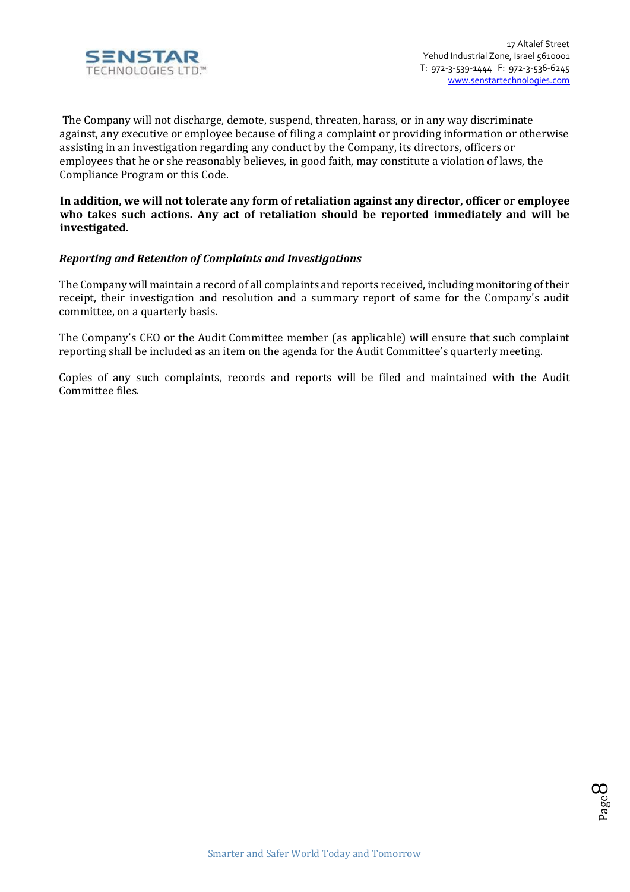The Company will not discharge, demote, suspend, threaten, harass, or in any way discriminate against, any executive or employee because of filing a complaint or providing information or otherwise assisting in an investigation regarding any conduct by the Company, its directors, officers or employees that he or she reasonably believes, in good faith, may constitute a violation of laws, the Compliance Program or this Code.

**In addition, we will not tolerate any form of retaliation against any director, officer or employee who takes such actions. Any act of retaliation should be reported immediately and will be investigated.**

***Reporting and Retention of Complaints and Investigations***

The Company will maintain a record of all complaints and reports received, including monitoring of their receipt, their investigation and resolution and a summary report of same for the Company's audit committee, on a quarterly basis.

The Company's CEO or the Audit Committee member (as applicable) will ensure that such complaint reporting shall be included as an item on the agenda for the Audit Committee's quarterly meeting.

Copies of any such complaints, records and reports will be filed and maintained with the Audit Committee files.